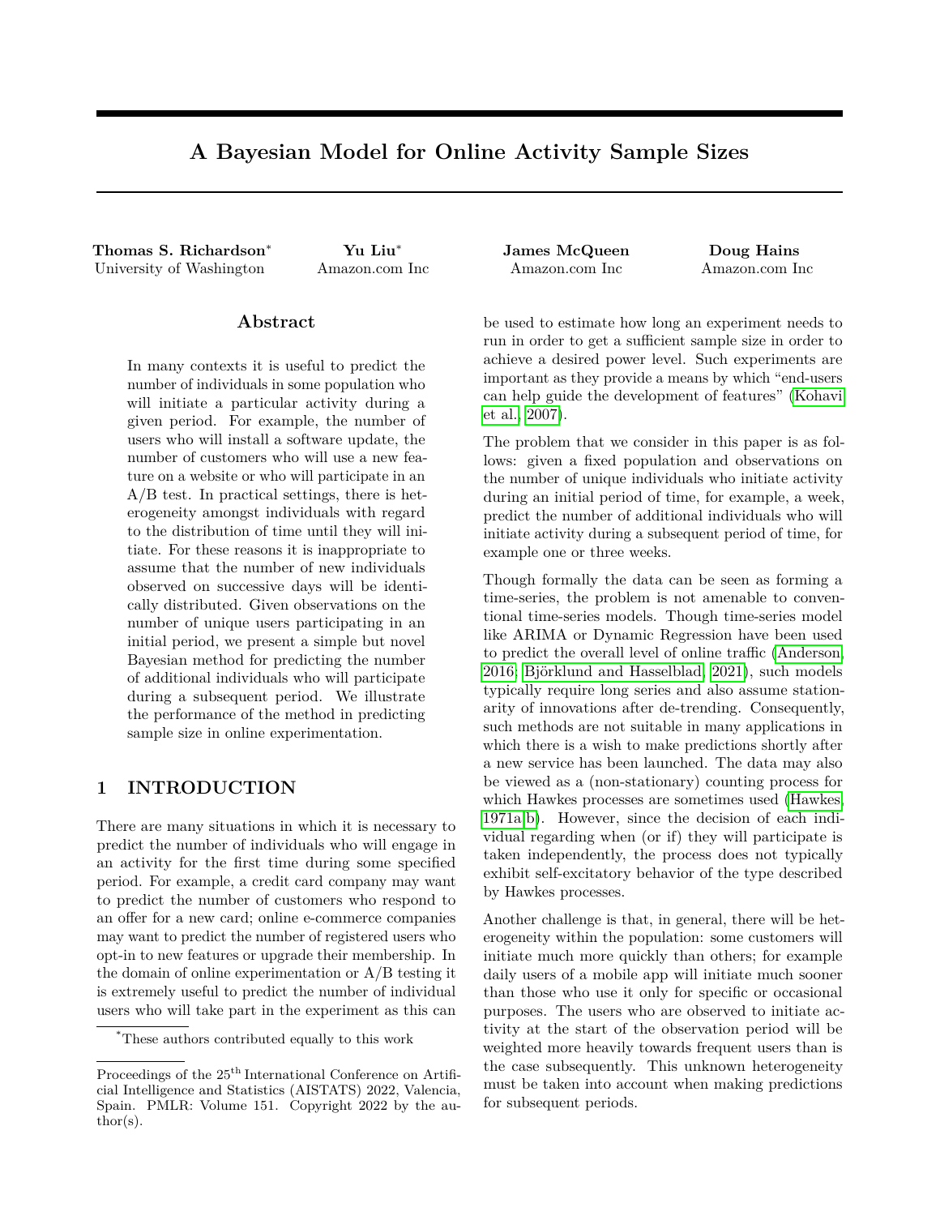# A Bayesian Model for Online Activity Sample Sizes

**Thomas S. Richardson**[*] University of Washington

**Yu Liu**[*] Amazon.com Inc

**James McQueen** Amazon.com Inc

**Doug Hains** Amazon.com Inc

## Abstract

In many contexts it is useful to predict the number of individuals in some population who will initiate a particular activity during a given period. For example, the number of users who will install a software update, the number of customers who will use a new feature on a website or who will participate in an A/B test. In practical settings, there is heterogeneity amongst individuals with regard to the distribution of time until they will initiate. For these reasons it is inappropriate to assume that the number of new individuals observed on successive days will be identically distributed. Given observations on the number of unique users participating in an initial period, we present a simple but novel Bayesian method for predicting the number of additional individuals who will participate during a subsequent period. We illustrate the performance of the method in predicting sample size in online experimentation.

## 1 INTRODUCTION

There are many situations in which it is necessary to predict the number of individuals who will engage in an activity for the first time during some specified period. For example, a credit card company may want to predict the number of customers who respond to an offer for a new card; online e-commerce companies may want to predict the number of registered users who opt-in to new features or upgrade their membership. In the domain of online experimentation or A/B testing it is extremely useful to predict the number of individual users who will take part in the experiment as this can be used to estimate how long an experiment needs to run in order to get a sufficient sample size in order to achieve a desired power level. Such experiments are important as they provide a means by which "end-users can help guide the development of features" (Kohavi et al., 2007).

The problem that we consider in this paper is as follows: given a fixed population and observations on the number of unique individuals who initiate activity during an initial period of time, for example, a week, predict the number of additional individuals who will initiate activity during a subsequent period of time, for example one or three weeks.

Though formally the data can be seen as forming a time-series, the problem is not amenable to conventional time-series models. Though time-series model like ARIMA or Dynamic Regression have been used to predict the overall level of online traffic (Anderson, 2016; Björklund and Hasselblad, 2021), such models typically require long series and also assume stationarity of innovations after de-trending. Consequently, such methods are not suitable in many applications in which there is a wish to make predictions shortly after a new service has been launched. The data may also be viewed as a (non-stationary) counting process for which Hawkes processes are sometimes used (Hawkes, 1971a,b). However, since the decision of each individual regarding when (or if) they will participate is taken independently, the process does not typically exhibit self-excitatory behavior of the type described by Hawkes processes.

Another challenge is that, in general, there will be heterogeneity within the population: some customers will initiate much more quickly than others; for example daily users of a mobile app will initiate much sooner than those who use it only for specific or occasional purposes. The users who are observed to initiate activity at the start of the observation period will be weighted more heavily towards frequent users than is the case subsequently. This unknown heterogeneity must be taken into account when making predictions for subsequent periods.

[*]These authors contributed equally to this work

Proceedings of the 25[th] International Conference on Artificial Intelligence and Statistics (AISTATS) 2022, Valencia, Spain. PMLR: Volume 151. Copyright 2022 by the author(s).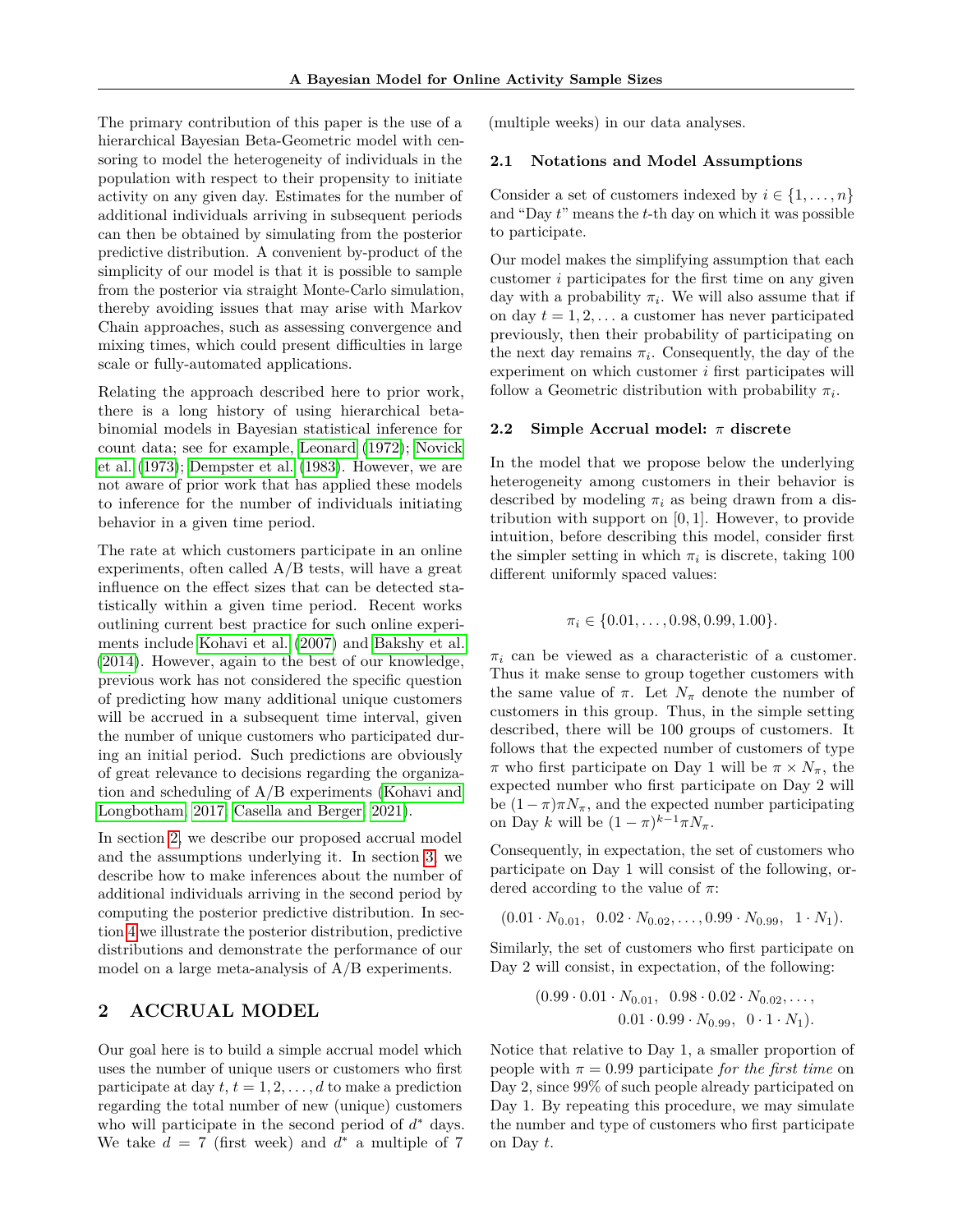The primary contribution of this paper is the use of a hierarchical Bayesian Beta-Geometric model with censoring to model the heterogeneity of individuals in the population with respect to their propensity to initiate activity on any given day. Estimates for the number of additional individuals arriving in subsequent periods can then be obtained by simulating from the posterior predictive distribution. A convenient by-product of the simplicity of our model is that it is possible to sample from the posterior via straight Monte-Carlo simulation, thereby avoiding issues that may arise with Markov Chain approaches, such as assessing convergence and mixing times, which could present difficulties in large scale or fully-automated applications.

Relating the approach described here to prior work, there is a long history of using hierarchical beta-binomial models in Bayesian statistical inference for count data; see for example, Leonard (1972); Novick et al. (1973); Dempster et al. (1983). However, we are not aware of prior work that has applied these models to inference for the number of individuals initiating behavior in a given time period.

The rate at which customers participate in an online experiments, often called A/B tests, will have a great influence on the effect sizes that can be detected statistically within a given time period. Recent works outlining current best practice for such online experiments include Kohavi et al. (2007) and Bakshy et al. (2014). However, again to the best of our knowledge, previous work has not considered the specific question of predicting how many additional unique customers will be accrued in a subsequent time interval, given the number of unique customers who participated during an initial period. Such predictions are obviously of great relevance to decisions regarding the organization and scheduling of A/B experiments (Kohavi and Longbotham, 2017; Casella and Berger, 2021).

In section 2, we describe our proposed accrual model and the assumptions underlying it. In section 3, we describe how to make inferences about the number of additional individuals arriving in the second period by computing the posterior predictive distribution. In section 4 we illustrate the posterior distribution, predictive distributions and demonstrate the performance of our model on a large meta-analysis of A/B experiments.

## 2 ACCRUAL MODEL

Our goal here is to build a simple accrual model which uses the number of unique users or customers who first participate at day $t$, $t = 1, 2, \ldots, d$ to make a prediction regarding the total number of new (unique) customers who will participate in the second period of $d^*$ days. We take $d = 7$ (first week) and $d^*$ a multiple of 7 (multiple weeks) in our data analyses.

### 2.1 Notations and Model Assumptions

Consider a set of customers indexed by $i \in \{1, \ldots, n\}$ and "Day $t$" means the $t$-th day on which it was possible to participate.

Our model makes the simplifying assumption that each customer $i$ participates for the first time on any given day with a probability $\pi_i$. We will also assume that if on day $t = 1, 2, \ldots$ a customer has never participated previously, then their probability of participating on the next day remains $\pi_i$. Consequently, the day of the experiment on which customer $i$ first participates will follow a Geometric distribution with probability $\pi_i$.

### 2.2 Simple Accrual model: $\pi$ discrete

In the model that we propose below the underlying heterogeneity among customers in their behavior is described by modeling $\pi_i$ as being drawn from a distribution with support on $[0, 1]$. However, to provide intuition, before describing this model, consider first the simpler setting in which $\pi_i$ is discrete, taking 100 different uniformly spaced values:

$$\pi_i \in \{0.01, \ldots, 0.98, 0.99, 1.00\}.$$

$\pi_i$ can be viewed as a characteristic of a customer. Thus it make sense to group together customers with the same value of $\pi$. Let $N_\pi$ denote the number of customers in this group. Thus, in the simple setting described, there will be 100 groups of customers. It follows that the expected number of customers of type $\pi$ who first participate on Day 1 will be $\pi \times N_\pi$, the expected number who first participate on Day 2 will be $(1 - \pi)\pi N_\pi$, and the expected number participating on Day $k$ will be $(1 - \pi)^{k-1}\pi N_\pi$.

Consequently, in expectation, the set of customers who participate on Day 1 will consist of the following, ordered according to the value of $\pi$:

$$(0.01 \cdot N_{0.01},\;\; 0.02 \cdot N_{0.02}, \ldots, 0.99 \cdot N_{0.99},\;\; 1 \cdot N_1).$$

Similarly, the set of customers who first participate on Day 2 will consist, in expectation, of the following:

$$(0.99 \cdot 0.01 \cdot N_{0.01},\;\; 0.98 \cdot 0.02 \cdot N_{0.02}, \ldots,\;\; 0.01 \cdot 0.99 \cdot N_{0.99},\;\; 0 \cdot 1 \cdot N_1).$$

Notice that relative to Day 1, a smaller proportion of people with $\pi = 0.99$ participate *for the first time* on Day 2, since 99% of such people already participated on Day 1. By repeating this procedure, we may simulate the number and type of customers who first participate on Day $t$.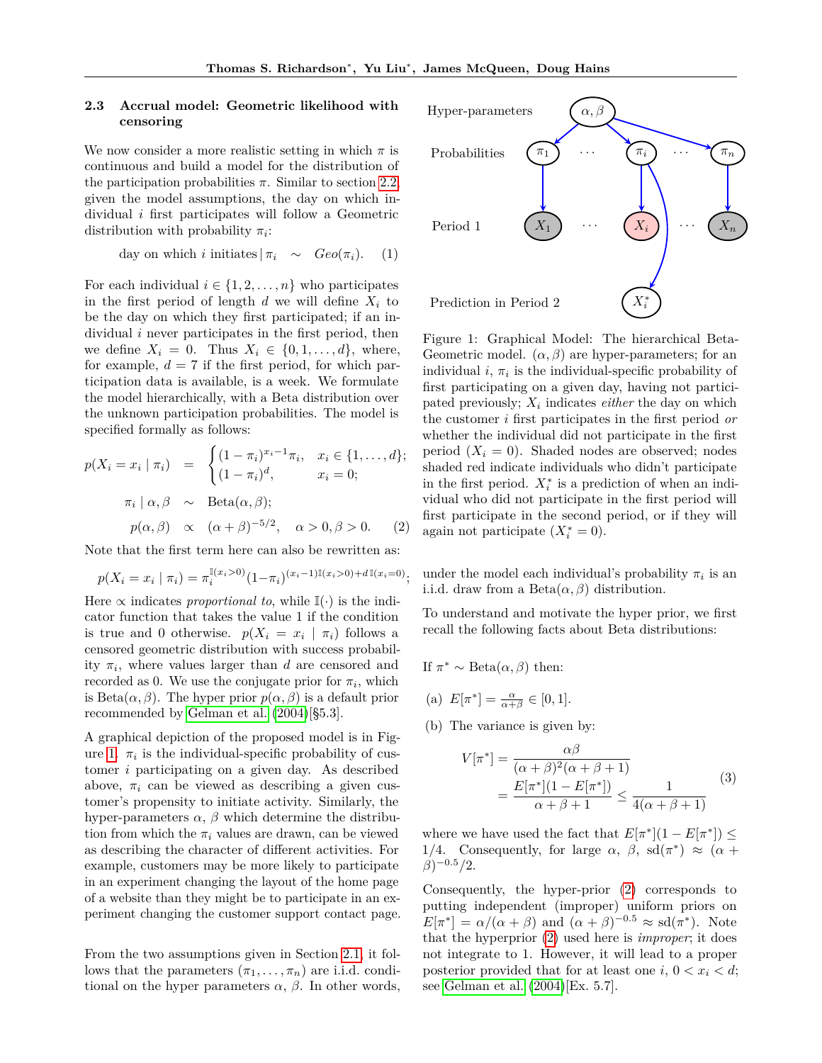### 2.3 Accrual model: Geometric likelihood with censoring

We now consider a more realistic setting in which $\pi$ is continuous and build a model for the distribution of the participation probabilities $\pi$. Similar to section 2.2, given the model assumptions, the day on which individual $i$ first participates will follow a Geometric distribution with probability $\pi_i$:

$$\text{day on which } i \text{ initiates} \mid \pi_i \quad \sim \quad Geo(\pi_i). \tag{1}$$

For each individual $i \in \{1, 2, \ldots, n\}$ who participates in the first period of length $d$ we will define $X_i$ to be the day on which they first participated; if an individual $i$ never participates in the first period, then we define $X_i = 0$. Thus $X_i \in \{0, 1, \ldots, d\}$, where, for example, $d = 7$ if the first period, for which participation data is available, is a week. We formulate the model hierarchically, with a Beta distribution over the unknown participation probabilities. The model is specified formally as follows:

$$
\begin{aligned}
p(X_i = x_i \mid \pi_i) \quad &= \quad \begin{cases} (1-\pi_i)^{x_i - 1}\pi_i, & x_i \in \{1, \ldots, d\}; \\ (1-\pi_i)^d, & x_i = 0; \end{cases} \\
\pi_i \mid \alpha, \beta \quad &\sim \quad \text{Beta}(\alpha, \beta); \\
p(\alpha, \beta) \quad &\propto \quad (\alpha + \beta)^{-5/2}, \quad \alpha > 0, \beta > 0. \qquad (2)
\end{aligned}
$$

Note that the first term here can also be rewritten as:

$$p(X_i = x_i \mid \pi_i) = \pi_i^{\mathbb{I}(x_i > 0)}(1-\pi_i)^{(x_i - 1)\mathbb{I}(x_i > 0) + d\,\mathbb{I}(x_i = 0)};$$

Here $\propto$ indicates *proportional to*, while $\mathbb{I}(\cdot)$ is the indicator function that takes the value 1 if the condition is true and 0 otherwise. $p(X_i = x_i \mid \pi_i)$ follows a censored geometric distribution with success probability $\pi_i$, where values larger than $d$ are censored and recorded as 0. We use the conjugate prior for $\pi_i$, which is Beta$(\alpha, \beta)$. The hyper prior $p(\alpha, \beta)$ is a default prior recommended by Gelman et al. (2004)[§5.3].

A graphical depiction of the proposed model is in Figure 1. $\pi_i$ is the individual-specific probability of customer $i$ participating on a given day. As described above, $\pi_i$ can be viewed as describing a given customer's propensity to initiate activity. Similarly, the hyper-parameters $\alpha$, $\beta$ which determine the distribution from which the $\pi_i$ values are drawn, can be viewed as describing the character of different activities. For example, customers may be more likely to participate in an experiment changing the layout of the home page of a website than they might be to participate in an experiment changing the customer support contact page.

Figure 1: Graphical Model: The hierarchical Beta-Geometric model. $(\alpha, \beta)$ are hyper-parameters; for an individual $i$, $\pi_i$ is the individual-specific probability of first participating on a given day, having not participated previously; $X_i$ indicates *either* the day on which the customer $i$ first participates in the first period *or* whether the individual did not participate in the first period ($X_i = 0$). Shaded nodes are observed; nodes shaded red indicate individuals who didn't participate in the first period. $X_i^*$ is a prediction of when an individual who did not participate in the first period will first participate in the second period, or if they will again not participate ($X_i^* = 0$).

From the two assumptions given in Section 2.1, it follows that the parameters $(\pi_1, \ldots, \pi_n)$ are i.i.d. conditional on the hyper parameters $\alpha$, $\beta$. In other words, under the model each individual's probability $\pi_i$ is an i.i.d. draw from a Beta$(\alpha, \beta)$ distribution.

To understand and motivate the hyper prior, we first recall the following facts about Beta distributions:

If $\pi^* \sim \text{Beta}(\alpha, \beta)$ then:

(a) $E[\pi^*] = \frac{\alpha}{\alpha+\beta} \in [0, 1]$.

(b) The variance is given by:

$$
\begin{aligned}
V[\pi^*] &= \frac{\alpha\beta}{(\alpha+\beta)^2(\alpha+\beta+1)} \\
&= \frac{E[\pi^*](1 - E[\pi^*])}{\alpha+\beta+1} \leq \frac{1}{4(\alpha+\beta+1)}
\end{aligned}
\tag{3}
$$

where we have used the fact that $E[\pi^*](1 - E[\pi^*]) \leq 1/4$. Consequently, for large $\alpha$, $\beta$, $\text{sd}(\pi^*) \approx (\alpha + \beta)^{-0.5}/2$.

Consequently, the hyper-prior (2) corresponds to putting independent (improper) uniform priors on $E[\pi^*] = \alpha/(\alpha+\beta)$ and $(\alpha+\beta)^{-0.5} \approx \text{sd}(\pi^*)$. Note that the hyperprior (2) used here is *improper*; it does not integrate to 1. However, it will lead to a proper posterior provided that for at least one $i$, $0 < x_i < d$; see Gelman et al. (2004)[Ex. 5.7].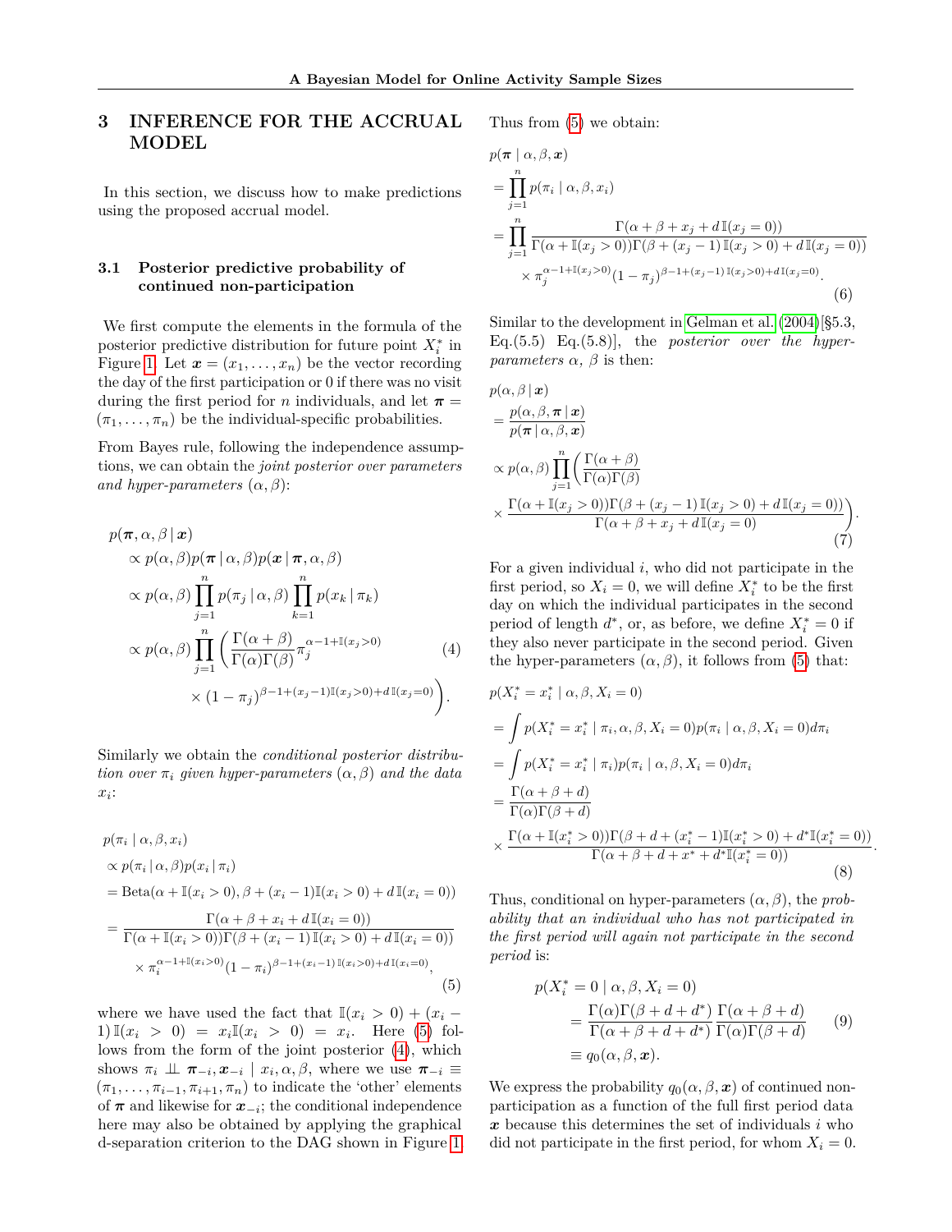## 3 INFERENCE FOR THE ACCRUAL MODEL

In this section, we discuss how to make predictions using the proposed accrual model.

### 3.1 Posterior predictive probability of continued non-participation

We first compute the elements in the formula of the posterior predictive distribution for future point $X_i^*$ in Figure 1. Let $\boldsymbol{x} = (x_1, \ldots, x_n)$ be the vector recording the day of the first participation or 0 if there was no visit during the first period for $n$ individuals, and let $\boldsymbol{\pi} = (\pi_1, \ldots, \pi_n)$ be the individual-specific probabilities.

From Bayes rule, following the independence assumptions, we can obtain the *joint posterior over parameters and hyper-parameters* $(\alpha, \beta)$:

$$
\begin{aligned}
p(\boldsymbol{\pi}, \alpha, \beta \,|\, \boldsymbol{x}) &\propto p(\alpha, \beta) p(\boldsymbol{\pi} \,|\, \alpha, \beta) p(\boldsymbol{x} \,|\, \boldsymbol{\pi}, \alpha, \beta) \\
&\propto p(\alpha, \beta) \prod_{j=1}^{n} p(\pi_j \,|\, \alpha, \beta) \prod_{k=1}^{n} p(x_k \,|\, \pi_k) \\
&\propto p(\alpha, \beta) \prod_{j=1}^{n} \bigg( \frac{\Gamma(\alpha+\beta)}{\Gamma(\alpha)\Gamma(\beta)} \pi_j^{\alpha - 1 + \mathbb{I}(x_j > 0)} \\
&\qquad \times (1-\pi_j)^{\beta - 1 + (x_j - 1)\mathbb{I}(x_j > 0) + d\,\mathbb{I}(x_j = 0)} \bigg).
\end{aligned} \tag{4}
$$

Similarly we obtain the *conditional posterior distribution over* $\pi_i$ *given hyper-parameters* $(\alpha, \beta)$ *and the data* $x_i$:

$$
\begin{aligned}
&p(\pi_i \mid \alpha, \beta, x_i) \\
&\propto p(\pi_i \,|\, \alpha, \beta) p(x_i \,|\, \pi_i) \\
&= \text{Beta}(\alpha + \mathbb{I}(x_i > 0), \beta + (x_i - 1)\mathbb{I}(x_i > 0) + d\,\mathbb{I}(x_i = 0)) \\
&= \frac{\Gamma(\alpha + \beta + x_i + d\,\mathbb{I}(x_i = 0))}{\Gamma(\alpha + \mathbb{I}(x_i > 0))\Gamma(\beta + (x_i - 1)\,\mathbb{I}(x_i > 0) + d\,\mathbb{I}(x_i = 0))} \\
&\qquad \times \pi_i^{\alpha - 1 + \mathbb{I}(x_i > 0)} (1 - \pi_i)^{\beta - 1 + (x_i - 1)\,\mathbb{I}(x_i > 0) + d\,\mathbb{I}(x_i = 0)},
\end{aligned} \tag{5}
$$

where we have used the fact that $\mathbb{I}(x_i > 0) + (x_i - 1)\,\mathbb{I}(x_i > 0) = x_i \mathbb{I}(x_i > 0) = x_i$. Here (5) follows from the form of the joint posterior (4), which shows $\pi_i \perp\!\!\!\perp \boldsymbol{\pi}_{-i}, \boldsymbol{x}_{-i} \mid x_i, \alpha, \beta$, where we use $\boldsymbol{\pi}_{-i} \equiv (\pi_1, \ldots, \pi_{i-1}, \pi_{i+1}, \pi_n)$ to indicate the 'other' elements of $\boldsymbol{\pi}$ and likewise for $\boldsymbol{x}_{-i}$; the conditional independence here may also be obtained by applying the graphical d-separation criterion to the DAG shown in Figure 1.

Thus from (5) we obtain:

$$
\begin{aligned}
&p(\boldsymbol{\pi} \mid \alpha, \beta, \boldsymbol{x}) \\
&= \prod_{j=1}^{n} p(\pi_i \mid \alpha, \beta, x_i) \\
&= \prod_{j=1}^{n} \frac{\Gamma(\alpha + \beta + x_j + d\,\mathbb{I}(x_j = 0))}{\Gamma(\alpha + \mathbb{I}(x_j > 0))\Gamma(\beta + (x_j - 1)\,\mathbb{I}(x_j > 0) + d\,\mathbb{I}(x_j = 0))} \\
&\qquad \times \pi_j^{\alpha - 1 + \mathbb{I}(x_j > 0)} (1 - \pi_j)^{\beta - 1 + (x_j - 1)\,\mathbb{I}(x_j > 0) + d\,\mathbb{I}(x_j = 0)}.
\end{aligned} \tag{6}
$$

Similar to the development in Gelman et al. (2004)[§5.3, Eq.(5.5) Eq.(5.8)], the *posterior over the hyper-parameters* $\alpha$, $\beta$ is then:

$$
\begin{aligned}
&p(\alpha, \beta \,|\, \boldsymbol{x}) \\
&= \frac{p(\alpha, \beta, \boldsymbol{\pi} \,|\, \boldsymbol{x})}{p(\boldsymbol{\pi} \,|\, \alpha, \beta, \boldsymbol{x})} \\
&\propto p(\alpha, \beta) \prod_{j=1}^{n} \bigg( \frac{\Gamma(\alpha + \beta)}{\Gamma(\alpha)\Gamma(\beta)} \\
&\times \frac{\Gamma(\alpha + \mathbb{I}(x_j > 0))\Gamma(\beta + (x_j - 1)\,\mathbb{I}(x_j > 0) + d\,\mathbb{I}(x_j = 0))}{\Gamma(\alpha + \beta + x_j + d\,\mathbb{I}(x_j = 0)} \bigg).
\end{aligned} \tag{7}
$$

For a given individual $i$, who did not participate in the first period, so $X_i = 0$, we will define $X_i^*$ to be the first day on which the individual participates in the second period of length $d^*$, or, as before, we define $X_i^* = 0$ if they also never participate in the second period. Given the hyper-parameters $(\alpha, \beta)$, it follows from (5) that:

$$
\begin{aligned}
&p(X_i^* = x_i^* \mid \alpha, \beta, X_i = 0) \\
&= \int p(X_i^* = x_i^* \mid \pi_i, \alpha, \beta, X_i = 0) p(\pi_i \mid \alpha, \beta, X_i = 0) d\pi_i \\
&= \int p(X_i^* = x_i^* \mid \pi_i) p(\pi_i \mid \alpha, \beta, X_i = 0) d\pi_i \\
&= \frac{\Gamma(\alpha + \beta + d)}{\Gamma(\alpha)\Gamma(\beta + d)} \\
&\times \frac{\Gamma(\alpha + \mathbb{I}(x_i^* > 0))\Gamma(\beta + d + (x_i^* - 1)\mathbb{I}(x_i^* > 0) + d^*\mathbb{I}(x_i^* = 0))}{\Gamma(\alpha + \beta + d + x^* + d^*\mathbb{I}(x_i^* = 0))}.
\end{aligned} \tag{8}
$$

Thus, conditional on hyper-parameters $(\alpha, \beta)$, the *probability that an individual who has not participated in the first period will again not participate in the second period* is:

$$
\begin{aligned}
&p(X_i^* = 0 \mid \alpha, \beta, X_i = 0) \\
&\quad = \frac{\Gamma(\alpha)\Gamma(\beta + d + d^*)}{\Gamma(\alpha + \beta + d + d^*)} \frac{\Gamma(\alpha + \beta + d)}{\Gamma(\alpha)\Gamma(\beta + d)} \\
&\quad \equiv q_0(\alpha, \beta, \boldsymbol{x}).
\end{aligned} \tag{9}
$$

We express the probability $q_0(\alpha, \beta, \boldsymbol{x})$ of continued non-participation as a function of the full first period data $\boldsymbol{x}$ because this determines the set of individuals $i$ who did not participate in the first period, for whom $X_i = 0$.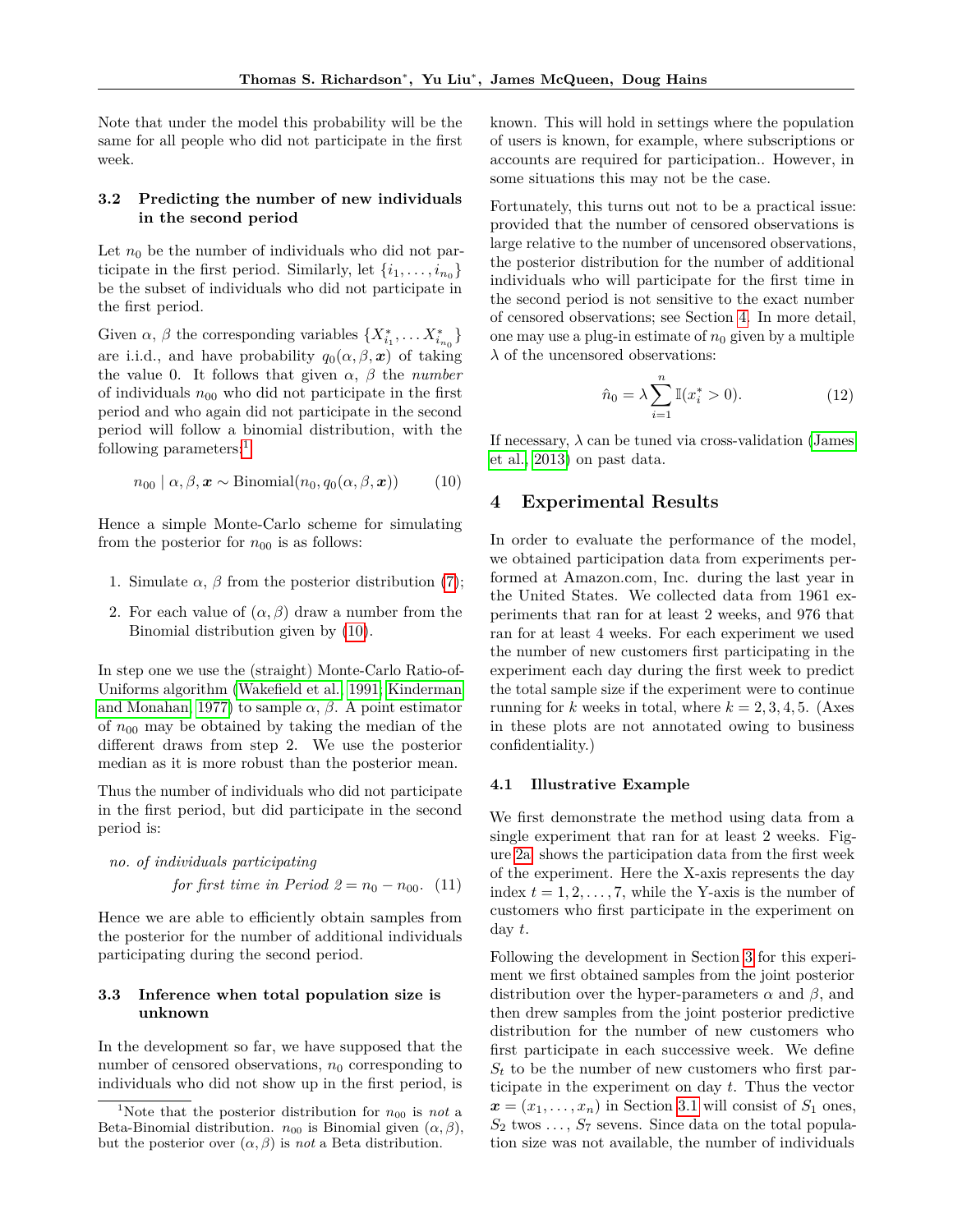Note that under the model this probability will be the same for all people who did not participate in the first week.

### 3.2 Predicting the number of new individuals in the second period

Let $n_0$ be the number of individuals who did not participate in the first period. Similarly, let $\{i_1, \ldots, i_{n_0}\}$ be the subset of individuals who did not participate in the first period.

Given $\alpha$, $\beta$ the corresponding variables $\{X^*_{i_1}, \ldots X^*_{i_{n_0}}\}$ are i.i.d., and have probability $q_0(\alpha, \beta, \boldsymbol{x})$ of taking the value 0. It follows that given $\alpha$, $\beta$ the *number* of individuals $n_{00}$ who did not participate in the first period and who again did not participate in the second period will follow a binomial distribution, with the following parameters:[1]

$$n_{00} \mid \alpha, \beta, \boldsymbol{x} \sim \text{Binomial}(n_0, q_0(\alpha, \beta, \boldsymbol{x})) \tag{10}$$

Hence a simple Monte-Carlo scheme for simulating from the posterior for $n_{00}$ is as follows:

1. Simulate $\alpha$, $\beta$ from the posterior distribution (7);
2. For each value of $(\alpha, \beta)$ draw a number from the Binomial distribution given by (10).

In step one we use the (straight) Monte-Carlo Ratio-of-Uniforms algorithm (Wakefield et al., 1991; Kinderman and Monahan, 1977) to sample $\alpha$, $\beta$. A point estimator of $n_{00}$ may be obtained by taking the median of the different draws from step 2. We use the posterior median as it is more robust than the posterior mean.

Thus the number of individuals who did not participate in the first period, but did participate in the second period is:

$$\textit{no. of individuals participating for first time in Period 2} = n_0 - n_{00}. \tag{11}$$

Hence we are able to efficiently obtain samples from the posterior for the number of additional individuals participating during the second period.

### 3.3 Inference when total population size is unknown

In the development so far, we have supposed that the number of censored observations, $n_0$ corresponding to individuals who did not show up in the first period, is known. This will hold in settings where the population of users is known, for example, where subscriptions or accounts are required for participation.. However, in some situations this may not be the case.

Fortunately, this turns out not to be a practical issue: provided that the number of censored observations is large relative to the number of uncensored observations, the posterior distribution for the number of additional individuals who will participate for the first time in the second period is not sensitive to the exact number of censored observations; see Section 4. In more detail, one may use a plug-in estimate of $n_0$ given by a multiple $\lambda$ of the uncensored observations:

$$\hat{n}_0 = \lambda \sum_{i=1}^{n} \mathbb{I}(x^*_i > 0). \tag{12}$$

If necessary, $\lambda$ can be tuned via cross-validation (James et al., 2013) on past data.

## 4 Experimental Results

In order to evaluate the performance of the model, we obtained participation data from experiments performed at Amazon.com, Inc. during the last year in the United States. We collected data from 1961 experiments that ran for at least 2 weeks, and 976 that ran for at least 4 weeks. For each experiment we used the number of new customers first participating in the experiment each day during the first week to predict the total sample size if the experiment were to continue running for $k$ weeks in total, where $k = 2, 3, 4, 5$. (Axes in these plots are not annotated owing to business confidentiality.)

### 4.1 Illustrative Example

We first demonstrate the method using data from a single experiment that ran for at least 2 weeks. Figure 2a shows the participation data from the first week of the experiment. Here the X-axis represents the day index $t = 1, 2, \ldots, 7$, while the Y-axis is the number of customers who first participate in the experiment on day $t$.

Following the development in Section 3 for this experiment we first obtained samples from the joint posterior distribution over the hyper-parameters $\alpha$ and $\beta$, and then drew samples from the joint posterior predictive distribution for the number of new customers who first participate in each successive week. We define $S_t$ to be the number of new customers who first participate in the experiment on day $t$. Thus the vector $\boldsymbol{x} = (x_1, \ldots, x_n)$ in Section 3.1 will consist of $S_1$ ones, $S_2$ twos $\ldots$, $S_7$ sevens. Since data on the total population size was not available, the number of individuals

[1] Note that the posterior distribution for $n_{00}$ is *not* a Beta-Binomial distribution. $n_{00}$ is Binomial given $(\alpha, \beta)$, but the posterior over $(\alpha, \beta)$ is *not* a Beta distribution.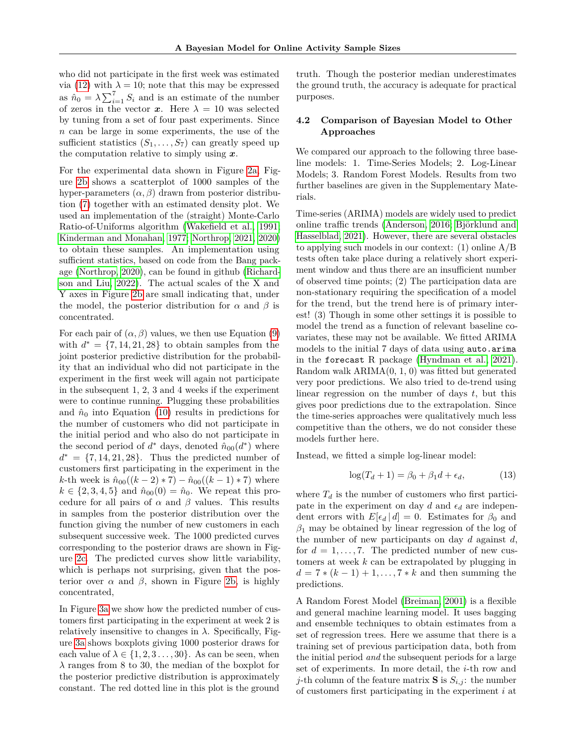who did not participate in the first week was estimated via (12) with $\lambda = 10$; note that this may be expressed as $\hat{n}_0 = \lambda \sum_{i=1}^{7} S_i$ and is an estimate of the number of zeros in the vector $\boldsymbol{x}$. Here $\lambda = 10$ was selected by tuning from a set of four past experiments. Since $n$ can be large in some experiments, the use of the sufficient statistics $(S_1, \ldots, S_7)$ can greatly speed up the computation relative to simply using $\boldsymbol{x}$.

For the experimental data shown in Figure 2a, Figure 2b shows a scatterplot of 1000 samples of the hyper-parameters $(\alpha, \beta)$ drawn from posterior distribution (7) together with an estimated density plot. We used an implementation of the (straight) Monte-Carlo Ratio-of-Uniforms algorithm (Wakefield et al., 1991; Kinderman and Monahan, 1977; Northrop, 2021, 2020) to obtain these samples. An implementation using sufficient statistics, based on code from the Bang package (Northrop, 2020), can be found in github (Richardson and Liu, 2022). The actual scales of the X and Y axes in Figure 2b are small indicating that, under the model, the posterior distribution for $\alpha$ and $\beta$ is concentrated.

For each pair of $(\alpha, \beta)$ values, we then use Equation (9) with $d^* = \{7, 14, 21, 28\}$ to obtain samples from the joint posterior predictive distribution for the probability that an individual who did not participate in the experiment in the first week will again not participate in the subsequent 1, 2, 3 and 4 weeks if the experiment were to continue running. Plugging these probabilities and $\hat{n}_0$ into Equation (10) results in predictions for the number of customers who did not participate in the initial period and who also do not participate in the second period of $d^*$ days, denoted $\hat{n}_{00}(d^*)$ where $d^* = \{7, 14, 21, 28\}$. Thus the predicted number of customers first participating in the experiment in the $k$-th week is $\hat{n}_{00}((k-2)*7) - \hat{n}_{00}((k-1)*7)$ where $k \in \{2, 3, 4, 5\}$ and $\hat{n}_{00}(0) = \hat{n}_0$. We repeat this procedure for all pairs of $\alpha$ and $\beta$ values. This results in samples from the posterior distribution over the function giving the number of new customers in each subsequent successive week. The 1000 predicted curves corresponding to the posterior draws are shown in Figure 2c. The predicted curves show little variability, which is perhaps not surprising, given that the posterior over $\alpha$ and $\beta$, shown in Figure 2b, is highly concentrated,

In Figure 3a we show how the predicted number of customers first participating in the experiment at week 2 is relatively insensitive to changes in $\lambda$. Specifically, Figure 3a shows boxplots giving 1000 posterior draws for each value of $\lambda \in \{1, 2, 3 \ldots, 30\}$. As can be seen, when $\lambda$ ranges from 8 to 30, the median of the boxplot for the posterior predictive distribution is approximately constant. The red dotted line in this plot is the ground truth. Though the posterior median underestimates the ground truth, the accuracy is adequate for practical purposes.

### 4.2 Comparison of Bayesian Model to Other Approaches

We compared our approach to the following three baseline models: 1. Time-Series Models; 2. Log-Linear Models; 3. Random Forest Models. Results from two further baselines are given in the Supplementary Materials.

Time-series (ARIMA) models are widely used to predict online traffic trends (Anderson, 2016; Björklund and Hasselblad, 2021). However, there are several obstacles to applying such models in our context: (1) online A/B tests often take place during a relatively short experiment window and thus there are an insufficient number of observed time points; (2) The participation data are non-stationary requiring the specification of a model for the trend, but the trend here is of primary interest! (3) Though in some other settings it is possible to model the trend as a function of relevant baseline covariates, these may not be available. We fitted ARIMA models to the initial 7 days of data using `auto.arima` in the `forecast` R package (Hyndman et al., 2021). Random walk ARIMA(0, 1, 0) was fitted but generated very poor predictions. We also tried to de-trend using linear regression on the number of days $t$, but this gives poor predictions due to the extrapolation. Since the time-series approaches were qualitatively much less competitive than the others, we do not consider these models further here.

Instead, we fitted a simple log-linear model:

$$\log(T_d + 1) = \beta_0 + \beta_1 d + \epsilon_d, \tag{13}$$

where $T_d$ is the number of customers who first participate in the experiment on day $d$ and $\epsilon_d$ are independent errors with $E[\epsilon_d \mid d] = 0$. Estimates for $\beta_0$ and $\beta_1$ may be obtained by linear regression of the log of the number of new participants on day $d$ against $d$, for $d = 1, \ldots, 7$. The predicted number of new customers at week $k$ can be extrapolated by plugging in $d = 7*(k-1)+1, \ldots, 7*k$ and then summing the predictions.

A Random Forest Model (Breiman, 2001) is a flexible and general machine learning model. It uses bagging and ensemble techniques to obtain estimates from a set of regression trees. Here we assume that there is a training set of previous participation data, both from the initial period *and* the subsequent periods for a large set of experiments. In more detail, the $i$-th row and $j$-th column of the feature matrix $\mathbf{S}$ is $S_{i,j}$: the number of customers first participating in the experiment $i$ at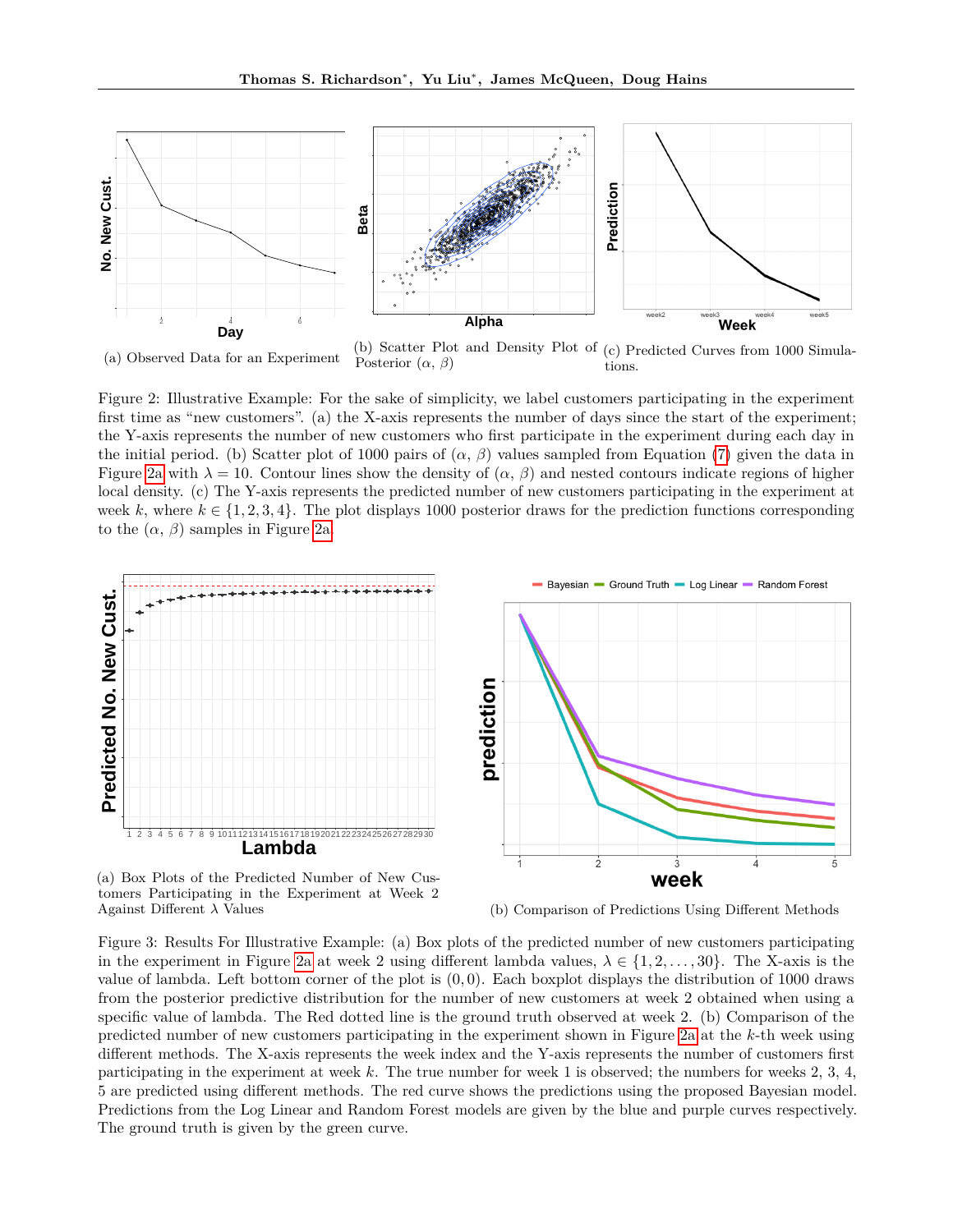(a) Observed Data for an Experiment

(b) Scatter Plot and Density Plot of Posterior ($\alpha$, $\beta$)

(c) Predicted Curves from 1000 Simulations.

Figure 2: Illustrative Example: For the sake of simplicity, we label customers participating in the experiment first time as "new customers". (a) the X-axis represents the number of days since the start of the experiment; the Y-axis represents the number of new customers who first participate in the experiment during each day in the initial period. (b) Scatter plot of 1000 pairs of ($\alpha$, $\beta$) values sampled from Equation (7) given the data in Figure 2a with $\lambda = 10$. Contour lines show the density of ($\alpha$, $\beta$) and nested contours indicate regions of higher local density. (c) The Y-axis represents the predicted number of new customers participating in the experiment at week $k$, where $k \in \{1, 2, 3, 4\}$. The plot displays 1000 posterior draws for the prediction functions corresponding to the ($\alpha$, $\beta$) samples in Figure 2a.

(a) Box Plots of the Predicted Number of New Customers Participating in the Experiment at Week 2 Against Different $\lambda$ Values

(b) Comparison of Predictions Using Different Methods

Figure 3: Results For Illustrative Example: (a) Box plots of the predicted number of new customers participating in the experiment in Figure 2a at week 2 using different lambda values, $\lambda \in \{1, 2, \ldots, 30\}$. The X-axis is the value of lambda. Left bottom corner of the plot is $(0, 0)$. Each boxplot displays the distribution of 1000 draws from the posterior predictive distribution for the number of new customers at week 2 obtained when using a specific value of lambda. The Red dotted line is the ground truth observed at week 2. (b) Comparison of the predicted number of new customers participating in the experiment shown in Figure 2a at the $k$-th week using different methods. The X-axis represents the week index and the Y-axis represents the number of customers first participating in the experiment at week $k$. The true number for week 1 is observed; the numbers for weeks 2, 3, 4, 5 are predicted using different methods. The red curve shows the predictions using the proposed Bayesian model. Predictions from the Log Linear and Random Forest models are given by the blue and purple curves respectively. The ground truth is given by the green curve.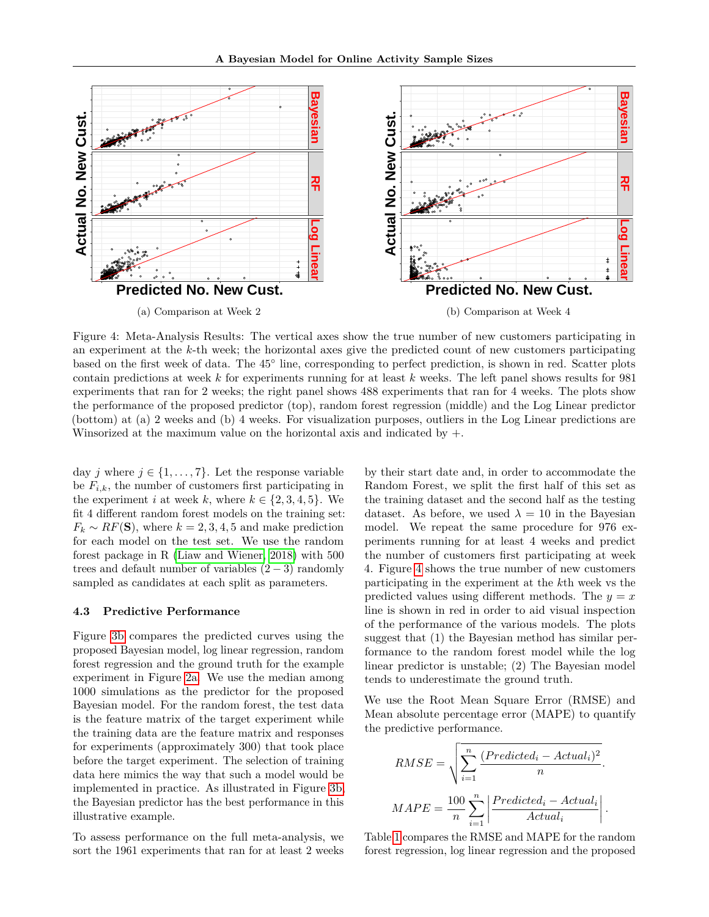(a) Comparison at Week 2

(b) Comparison at Week 4

Figure 4: Meta-Analysis Results: The vertical axes show the true number of new customers participating in an experiment at the $k$-th week; the horizontal axes give the predicted count of new customers participating based on the first week of data. The 45° line, corresponding to perfect prediction, is shown in red. Scatter plots contain predictions at week $k$ for experiments running for at least $k$ weeks. The left panel shows results for 981 experiments that ran for 2 weeks; the right panel shows 488 experiments that ran for 4 weeks. The plots show the performance of the proposed predictor (top), random forest regression (middle) and the Log Linear predictor (bottom) at (a) 2 weeks and (b) 4 weeks. For visualization purposes, outliers in the Log Linear predictions are Winsorized at the maximum value on the horizontal axis and indicated by +.

day $j$ where $j \in \{1, \ldots, 7\}$. Let the response variable be $F_{i,k}$, the number of customers first participating in the experiment $i$ at week $k$, where $k \in \{2, 3, 4, 5\}$. We fit 4 different random forest models on the training set: $F_k \sim RF(\mathbf{S})$, where $k = 2, 3, 4, 5$ and make prediction for each model on the test set. We use the random forest package in R (Liaw and Wiener, 2018) with 500 trees and default number of variables $(2-3)$ randomly sampled as candidates at each split as parameters.

### 4.3 Predictive Performance

Figure 3b compares the predicted curves using the proposed Bayesian model, log linear regression, random forest regression and the ground truth for the example experiment in Figure 2a. We use the median among 1000 simulations as the predictor for the proposed Bayesian model. For the random forest, the test data is the feature matrix of the target experiment while the training data are the feature matrix and responses for experiments (approximately 300) that took place before the target experiment. The selection of training data here mimics the way that such a model would be implemented in practice. As illustrated in Figure 3b, the Bayesian predictor has the best performance in this illustrative example.

To assess performance on the full meta-analysis, we sort the 1961 experiments that ran for at least 2 weeks by their start date and, in order to accommodate the Random Forest, we split the first half of this set as the training dataset and the second half as the testing dataset. As before, we used $\lambda = 10$ in the Bayesian model. We repeat the same procedure for 976 experiments running for at least 4 weeks and predict the number of customers first participating at week 4. Figure 4 shows the true number of new customers participating in the experiment at the $k$th week vs the predicted values using different methods. The $y = x$ line is shown in red in order to aid visual inspection of the performance of the various models. The plots suggest that (1) the Bayesian method has similar performance to the random forest model while the log linear predictor is unstable; (2) The Bayesian model tends to underestimate the ground truth.

We use the Root Mean Square Error (RMSE) and Mean absolute percentage error (MAPE) to quantify the predictive performance.

$$RMSE = \sqrt{\sum_{i=1}^{n} \frac{(Predicted_i - Actual_i)^2}{n}}.$$

$$MAPE = \frac{100}{n} \sum_{i=1}^{n} \left| \frac{Predicted_i - Actual_i}{Actual_i} \right|.$$

Table 1 compares the RMSE and MAPE for the random forest regression, log linear regression and the proposed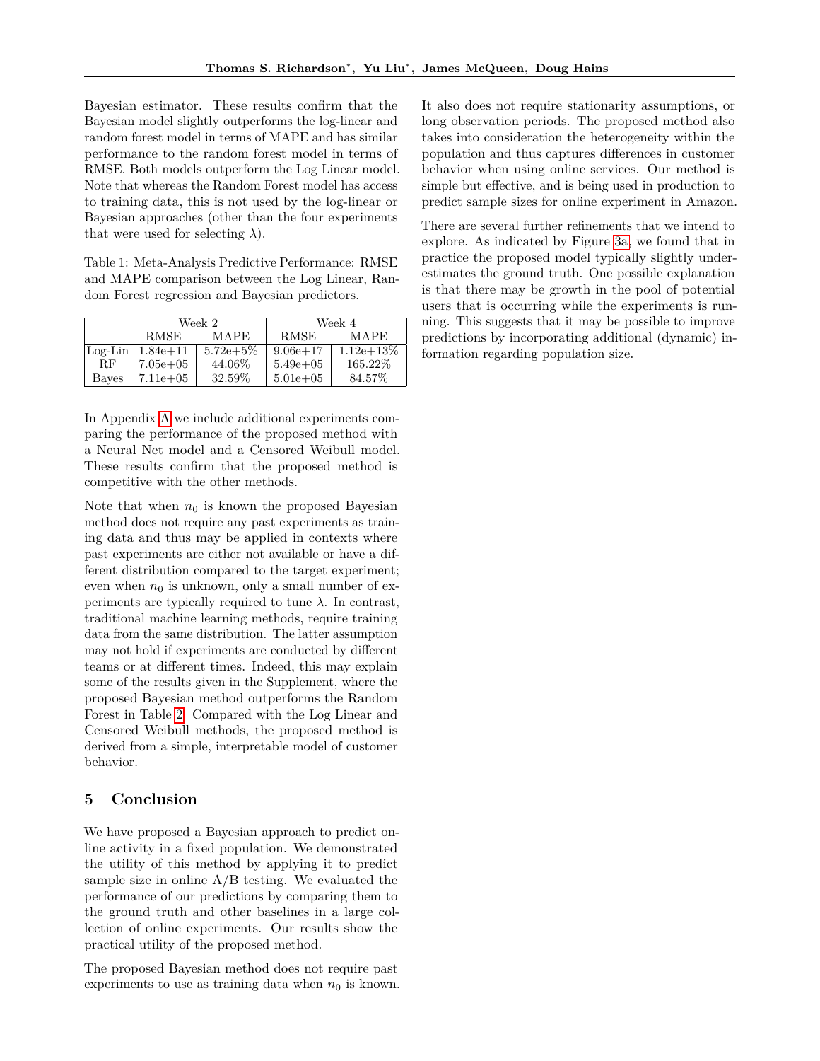Bayesian estimator. These results confirm that the Bayesian model slightly outperforms the log-linear and random forest model in terms of MAPE and has similar performance to the random forest model in terms of RMSE. Both models outperform the Log Linear model. Note that whereas the Random Forest model has access to training data, this is not used by the log-linear or Bayesian approaches (other than the four experiments that were used for selecting $\lambda$).

Table 1: Meta-Analysis Predictive Performance: RMSE and MAPE comparison between the Log Linear, Random Forest regression and Bayesian predictors.

| | Week 2 | | Week 4 | |
|---|---|---|---|---|
| | RMSE | MAPE | RMSE | MAPE |
| Log-Lin | 1.84e+11 | 5.72e+5% | 9.06e+17 | 1.12e+13% |
| RF | 7.05e+05 | 44.06% | 5.49e+05 | 165.22% |
| Bayes | 7.11e+05 | 32.59% | 5.01e+05 | 84.57% |

In Appendix A we include additional experiments comparing the performance of the proposed method with a Neural Net model and a Censored Weibull model. These results confirm that the proposed method is competitive with the other methods.

Note that when $n_0$ is known the proposed Bayesian method does not require any past experiments as training data and thus may be applied in contexts where past experiments are either not available or have a different distribution compared to the target experiment; even when $n_0$ is unknown, only a small number of experiments are typically required to tune $\lambda$. In contrast, traditional machine learning methods, require training data from the same distribution. The latter assumption may not hold if experiments are conducted by different teams or at different times. Indeed, this may explain some of the results given in the Supplement, where the proposed Bayesian method outperforms the Random Forest in Table 2. Compared with the Log Linear and Censored Weibull methods, the proposed method is derived from a simple, interpretable model of customer behavior.

## 5 Conclusion

We have proposed a Bayesian approach to predict online activity in a fixed population. We demonstrated the utility of this method by applying it to predict sample size in online A/B testing. We evaluated the performance of our predictions by comparing them to the ground truth and other baselines in a large collection of online experiments. Our results show the practical utility of the proposed method.

The proposed Bayesian method does not require past experiments to use as training data when $n_0$ is known. It also does not require stationarity assumptions, or long observation periods. The proposed method also takes into consideration the heterogeneity within the population and thus captures differences in customer behavior when using online services. Our method is simple but effective, and is being used in production to predict sample sizes for online experiment in Amazon.

There are several further refinements that we intend to explore. As indicated by Figure 3a, we found that in practice the proposed model typically slightly underestimates the ground truth. One possible explanation is that there may be growth in the pool of potential users that is occurring while the experiments is running. This suggests that it may be possible to improve predictions by incorporating additional (dynamic) information regarding population size.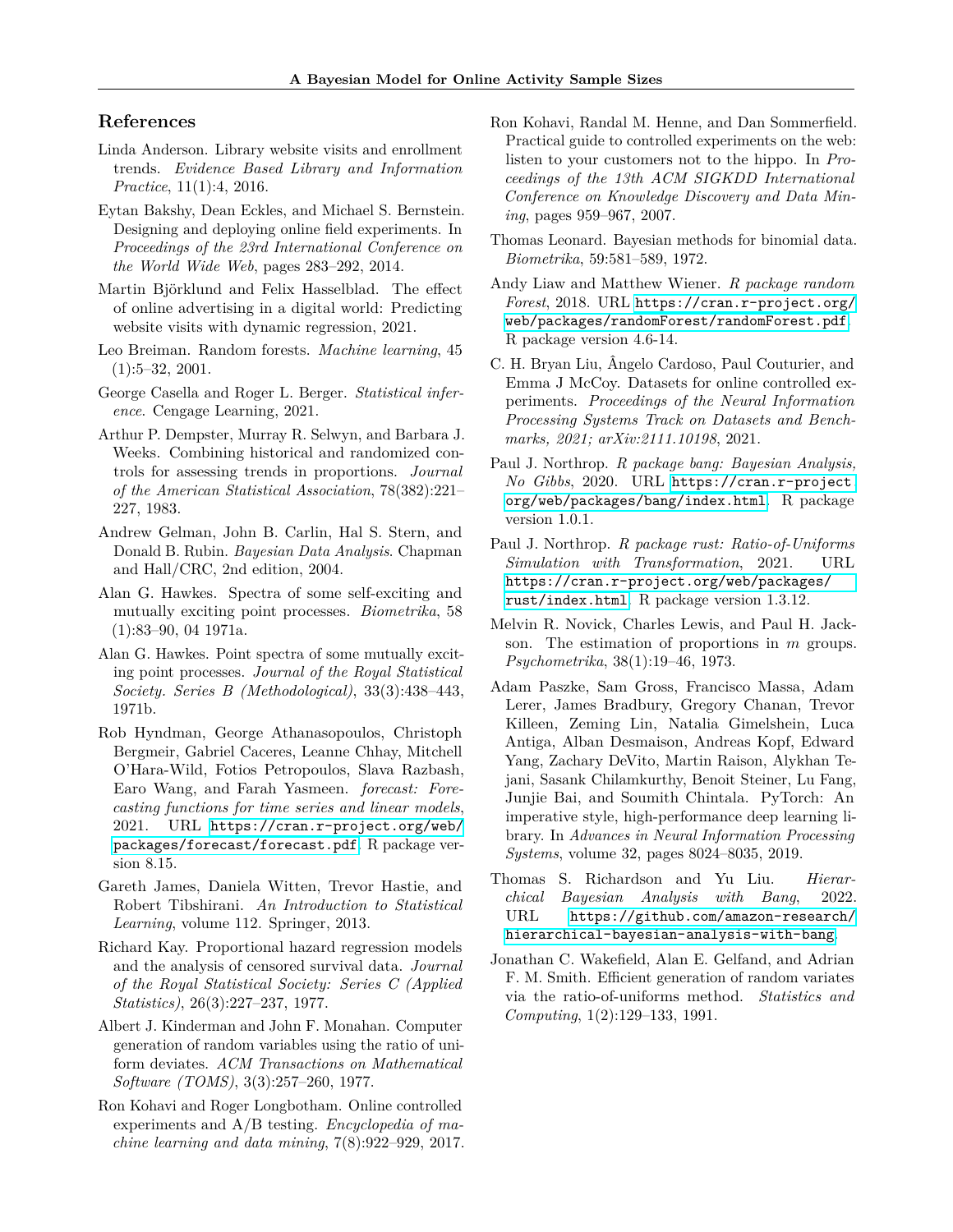## References

Linda Anderson. Library website visits and enrollment trends. *Evidence Based Library and Information Practice*, 11(1):4, 2016.

Eytan Bakshy, Dean Eckles, and Michael S. Bernstein. Designing and deploying online field experiments. In *Proceedings of the 23rd International Conference on the World Wide Web*, pages 283–292, 2014.

Martin Björklund and Felix Hasselblad. The effect of online advertising in a digital world: Predicting website visits with dynamic regression, 2021.

Leo Breiman. Random forests. *Machine learning*, 45 (1):5–32, 2001.

George Casella and Roger L. Berger. *Statistical inference*. Cengage Learning, 2021.

Arthur P. Dempster, Murray R. Selwyn, and Barbara J. Weeks. Combining historical and randomized controls for assessing trends in proportions. *Journal of the American Statistical Association*, 78(382):221–227, 1983.

Andrew Gelman, John B. Carlin, Hal S. Stern, and Donald B. Rubin. *Bayesian Data Analysis*. Chapman and Hall/CRC, 2nd edition, 2004.

Alan G. Hawkes. Spectra of some self-exciting and mutually exciting point processes. *Biometrika*, 58 (1):83–90, 04 1971a.

Alan G. Hawkes. Point spectra of some mutually exciting point processes. *Journal of the Royal Statistical Society. Series B (Methodological)*, 33(3):438–443, 1971b.

Rob Hyndman, George Athanasopoulos, Christoph Bergmeir, Gabriel Caceres, Leanne Chhay, Mitchell O'Hara-Wild, Fotios Petropoulos, Slava Razbash, Earo Wang, and Farah Yasmeen. *forecast: Forecasting functions for time series and linear models*, 2021. URL https://cran.r-project.org/web/packages/forecast/forecast.pdf. R package version 8.15.

Gareth James, Daniela Witten, Trevor Hastie, and Robert Tibshirani. *An Introduction to Statistical Learning*, volume 112. Springer, 2013.

Richard Kay. Proportional hazard regression models and the analysis of censored survival data. *Journal of the Royal Statistical Society: Series C (Applied Statistics)*, 26(3):227–237, 1977.

Albert J. Kinderman and John F. Monahan. Computer generation of random variables using the ratio of uniform deviates. *ACM Transactions on Mathematical Software (TOMS)*, 3(3):257–260, 1977.

Ron Kohavi and Roger Longbotham. Online controlled experiments and A/B testing. *Encyclopedia of machine learning and data mining*, 7(8):922–929, 2017.

Ron Kohavi, Randal M. Henne, and Dan Sommerfield. Practical guide to controlled experiments on the web: listen to your customers not to the hippo. In *Proceedings of the 13th ACM SIGKDD International Conference on Knowledge Discovery and Data Mining*, pages 959–967, 2007.

Thomas Leonard. Bayesian methods for binomial data. *Biometrika*, 59:581–589, 1972.

Andy Liaw and Matthew Wiener. *R package randomForest*, 2018. URL https://cran.r-project.org/web/packages/randomForest/randomForest.pdf. R package version 4.6-14.

C. H. Bryan Liu, Ângelo Cardoso, Paul Couturier, and Emma J McCoy. Datasets for online controlled experiments. *Proceedings of the Neural Information Processing Systems Track on Datasets and Benchmarks, 2021; arXiv:2111.10198*, 2021.

Paul J. Northrop. *R package bang: Bayesian Analysis, No Gibbs*, 2020. URL https://cran.r-project.org/web/packages/bang/index.html. R package version 1.0.1.

Paul J. Northrop. *R package rust: Ratio-of-Uniforms Simulation with Transformation*, 2021. URL https://cran.r-project.org/web/packages/rust/index.html. R package version 1.3.12.

Melvin R. Novick, Charles Lewis, and Paul H. Jackson. The estimation of proportions in $m$ groups. *Psychometrika*, 38(1):19–46, 1973.

Adam Paszke, Sam Gross, Francisco Massa, Adam Lerer, James Bradbury, Gregory Chanan, Trevor Killeen, Zeming Lin, Natalia Gimelshein, Luca Antiga, Alban Desmaison, Andreas Kopf, Edward Yang, Zachary DeVito, Martin Raison, Alykhan Tejani, Sasank Chilamkurthy, Benoit Steiner, Lu Fang, Junjie Bai, and Soumith Chintala. PyTorch: An imperative style, high-performance deep learning library. In *Advances in Neural Information Processing Systems*, volume 32, pages 8024–8035, 2019.

Thomas S. Richardson and Yu Liu. *Hierarchical Bayesian Analysis with Bang*, 2022. URL https://github.com/amazon-research/hierarchical-bayesian-analysis-with-bang.

Jonathan C. Wakefield, Alan E. Gelfand, and Adrian F. M. Smith. Efficient generation of random variates via the ratio-of-uniforms method. *Statistics and Computing*, 1(2):129–133, 1991.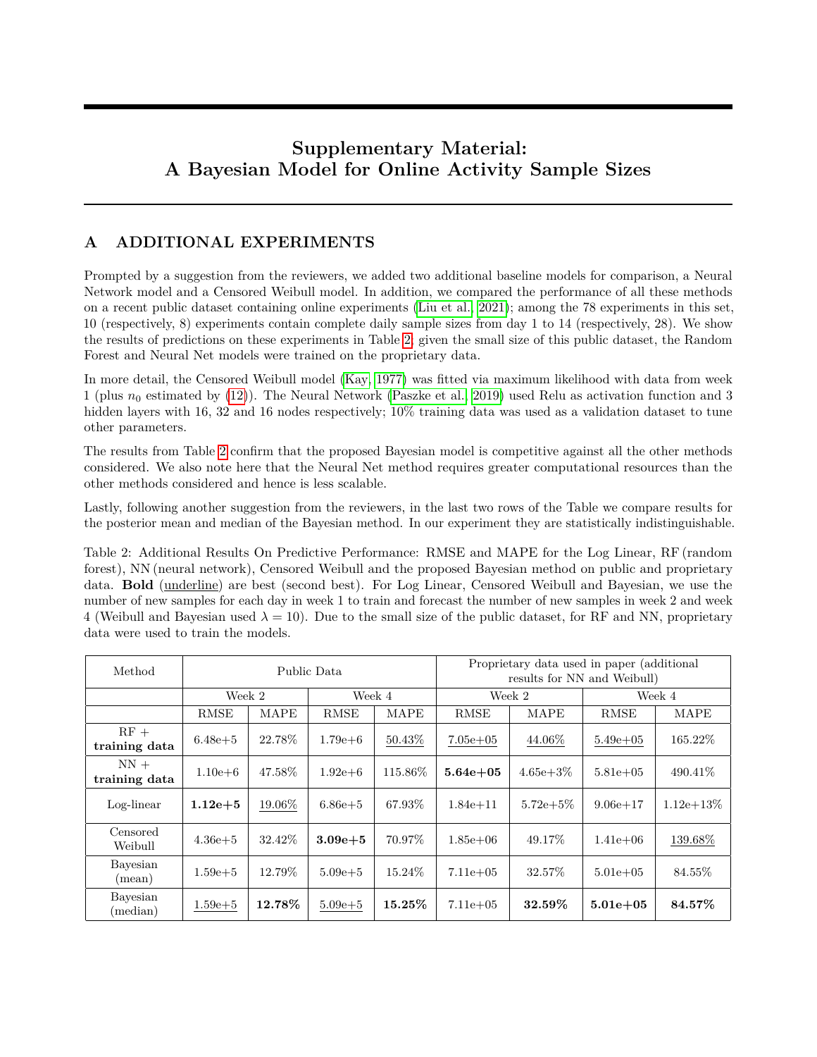# Supplementary Material: A Bayesian Model for Online Activity Sample Sizes

## A ADDITIONAL EXPERIMENTS

Prompted by a suggestion from the reviewers, we added two additional baseline models for comparison, a Neural Network model and a Censored Weibull model. In addition, we compared the performance of all these methods on a recent public dataset containing online experiments (Liu et al., 2021); among the 78 experiments in this set, 10 (respectively, 8) experiments contain complete daily sample sizes from day 1 to 14 (respectively, 28). We show the results of predictions on these experiments in Table 2; given the small size of this public dataset, the Random Forest and Neural Net models were trained on the proprietary data.

In more detail, the Censored Weibull model (Kay, 1977) was fitted via maximum likelihood with data from week 1 (plus $n_0$ estimated by (12)). The Neural Network (Paszke et al., 2019) used Relu as activation function and 3 hidden layers with 16, 32 and 16 nodes respectively; 10% training data was used as a validation dataset to tune other parameters.

The results from Table 2 confirm that the proposed Bayesian model is competitive against all the other methods considered. We also note here that the Neural Net method requires greater computational resources than the other methods considered and hence is less scalable.

Lastly, following another suggestion from the reviewers, in the last two rows of the Table we compare results for the posterior mean and median of the Bayesian method. In our experiment they are statistically indistinguishable.

Table 2: Additional Results On Predictive Performance: RMSE and MAPE for the Log Linear, RF (random forest), NN (neural network), Censored Weibull and the proposed Bayesian method on public and proprietary data. **Bold** (underline) are best (second best). For Log Linear, Censored Weibull and Bayesian, we use the number of new samples for each day in week 1 to train and forecast the number of new samples in week 2 and week 4 (Weibull and Bayesian used $\lambda = 10$). Due to the small size of the public dataset, for RF and NN, proprietary data were used to train the models.

| Method | Public Data | | | | Proprietary data used in paper (additional results for NN and Weibull) | | | |
|---|---|---|---|---|---|---|---|---|
| | Week 2 | | Week 4 | | Week 2 | | Week 4 | |
| | RMSE | MAPE | RMSE | MAPE | RMSE | MAPE | RMSE | MAPE |
| RF + **training data** | 6.48e+5 | 22.78% | 1.79e+6 | <u>50.43%</u> | <u>7.05e+05</u> | <u>44.06%</u> | <u>5.49e+05</u> | 165.22% |
| NN + **training data** | 1.10e+6 | 47.58% | 1.92e+6 | 115.86% | **5.64e+05** | 4.65e+3% | 5.81e+05 | 490.41% |
| Log-linear | **1.12e+5** | <u>19.06%</u> | 6.86e+5 | 67.93% | 1.84e+11 | 5.72e+5% | 9.06e+17 | 1.12e+13% |
| Censored Weibull | 4.36e+5 | 32.42% | **3.09e+5** | 70.97% | 1.85e+06 | 49.17% | 1.41e+06 | <u>139.68%</u> |
| Bayesian (mean) | 1.59e+5 | 12.79% | 5.09e+5 | 15.24% | 7.11e+05 | 32.57% | 5.01e+05 | 84.55% |
| Bayesian (median) | <u>1.59e+5</u> | **12.78%** | <u>5.09e+5</u> | **15.25%** | 7.11e+05 | **32.59%** | **5.01e+05** | **84.57%** |